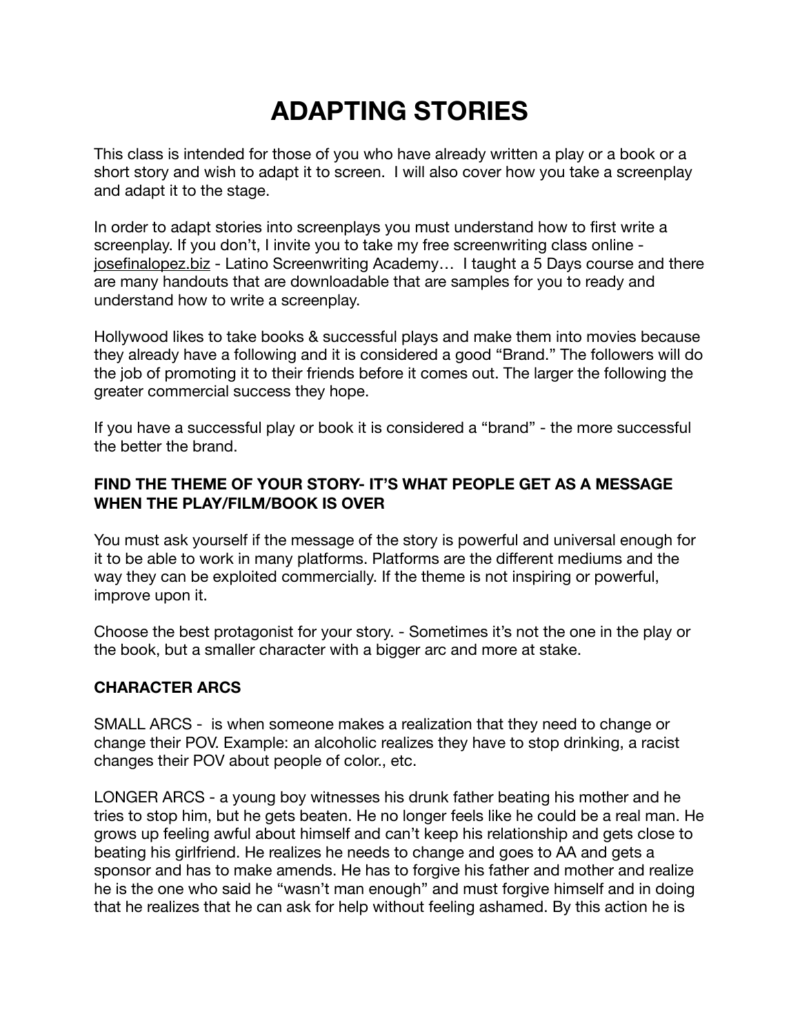# ADAPTING STORIES

This class is intended for those of you who have already written a play or a book or a short story and wish to adapt it to screen. I will also cover how you take a screenplay and adapt it to the stage.

In order to adapt stories into screenplays you must understand how to first write a screenplay. If you don't, I invite you to take my free screenwriting class online - josefinalopez.biz - Latino Screenwriting Academy… I taught a 5 Days course and there are many handouts that are downloadable that are samples for you to ready and understand how to write a screenplay.

Hollywood likes to take books & successful plays and make them into movies because they already have a following and it is considered a good "Brand." The followers will do the job of promoting it to their friends before it comes out. The larger the following the greater commercial success they hope.

If you have a successful play or book it is considered a "brand" - the more successful the better the brand.

**FIND THE THEME OF YOUR STORY- IT'S WHAT PEOPLE GET AS A MESSAGE WHEN THE PLAY/FILM/BOOK IS OVER**

You must ask yourself if the message of the story is powerful and universal enough for it to be able to work in many platforms. Platforms are the different mediums and the way they can be exploited commercially. If the theme is not inspiring or powerful, improve upon it.

Choose the best protagonist for your story. - Sometimes it's not the one in the play or the book, but a smaller character with a bigger arc and more at stake.

**CHARACTER ARCS**

SMALL ARCS - is when someone makes a realization that they need to change or change their POV. Example: an alcoholic realizes they have to stop drinking, a racist changes their POV about people of color., etc.

LONGER ARCS - a young boy witnesses his drunk father beating his mother and he tries to stop him, but he gets beaten. He no longer feels like he could be a real man. He grows up feeling awful about himself and can't keep his relationship and gets close to beating his girlfriend. He realizes he needs to change and goes to AA and gets a sponsor and has to make amends. He has to forgive his father and mother and realize he is the one who said he "wasn't man enough" and must forgive himself and in doing that he realizes that he can ask for help without feeling ashamed. By this action he is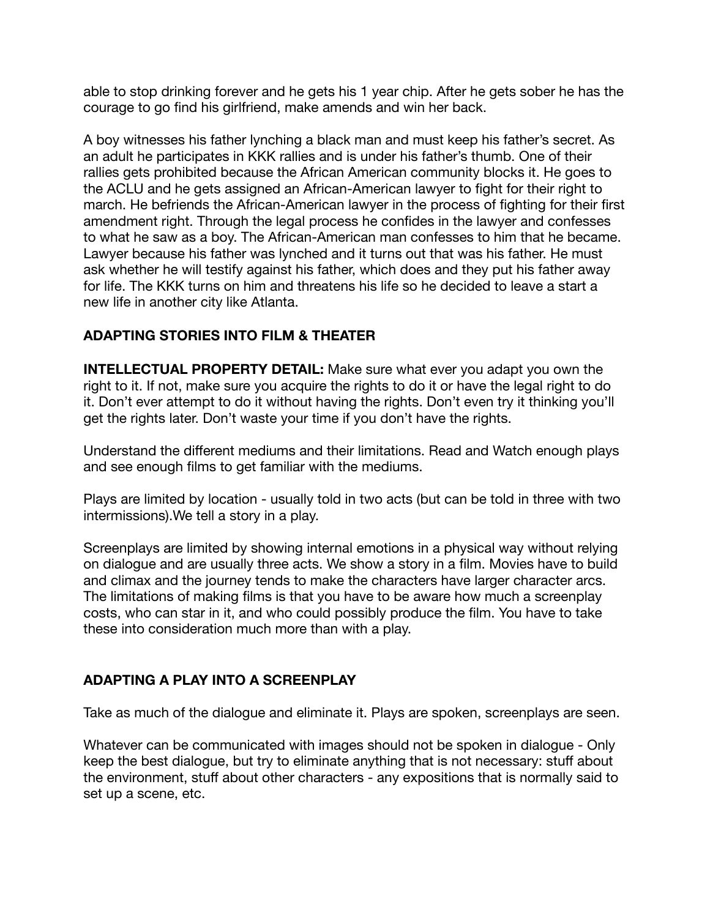able to stop drinking forever and he gets his 1 year chip. After he gets sober he has the courage to go find his girlfriend, make amends and win her back.

A boy witnesses his father lynching a black man and must keep his father's secret. As an adult he participates in KKK rallies and is under his father's thumb. One of their rallies gets prohibited because the African American community blocks it. He goes to the ACLU and he gets assigned an African-American lawyer to fight for their right to march. He befriends the African-American lawyer in the process of fighting for their first amendment right. Through the legal process he confides in the lawyer and confesses to what he saw as a boy. The African-American man confesses to him that he became. Lawyer because his father was lynched and it turns out that was his father. He must ask whether he will testify against his father, which does and they put his father away for life. The KKK turns on him and threatens his life so he decided to leave a start a new life in another city like Atlanta.

## ADAPTING STORIES INTO FILM & THEATER

**INTELLECTUAL PROPERTY DETAIL:** Make sure what ever you adapt you own the right to it. If not, make sure you acquire the rights to do it or have the legal right to do it. Don't ever attempt to do it without having the rights. Don't even try it thinking you'll get the rights later. Don't waste your time if you don't have the rights.

Understand the different mediums and their limitations. Read and Watch enough plays and see enough films to get familiar with the mediums.

Plays are limited by location - usually told in two acts (but can be told in three with two intermissions).We tell a story in a play.

Screenplays are limited by showing internal emotions in a physical way without relying on dialogue and are usually three acts. We show a story in a film. Movies have to build and climax and the journey tends to make the characters have larger character arcs. The limitations of making films is that you have to be aware how much a screenplay costs, who can star in it, and who could possibly produce the film. You have to take these into consideration much more than with a play.

## ADAPTING A PLAY INTO A SCREENPLAY

Take as much of the dialogue and eliminate it. Plays are spoken, screenplays are seen.

Whatever can be communicated with images should not be spoken in dialogue - Only keep the best dialogue, but try to eliminate anything that is not necessary: stuff about the environment, stuff about other characters - any expositions that is normally said to set up a scene, etc.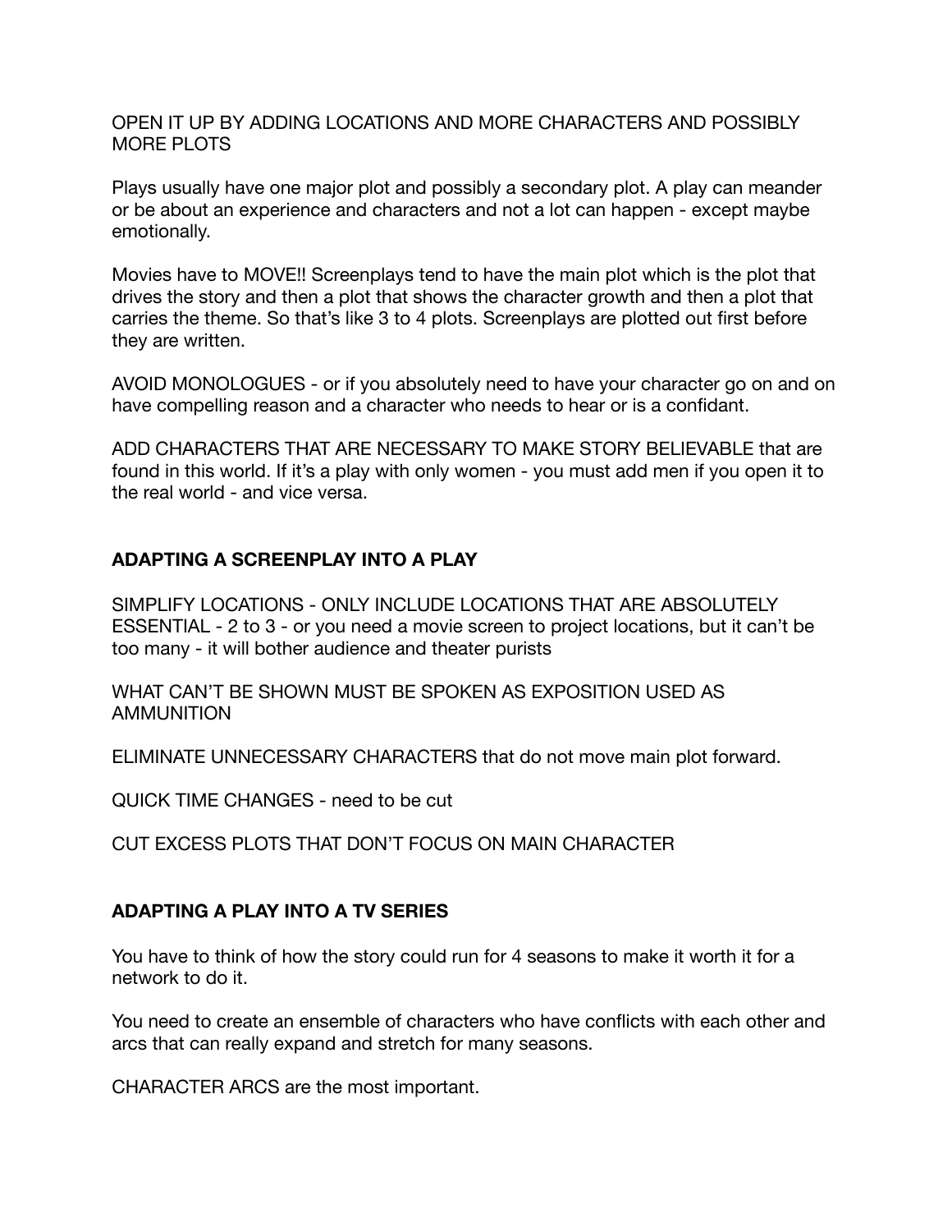OPEN IT UP BY ADDING LOCATIONS AND MORE CHARACTERS AND POSSIBLY MORE PLOTS

Plays usually have one major plot and possibly a secondary plot. A play can meander or be about an experience and characters and not a lot can happen - except maybe emotionally.

Movies have to MOVE!! Screenplays tend to have the main plot which is the plot that drives the story and then a plot that shows the character growth and then a plot that carries the theme. So that's like 3 to 4 plots. Screenplays are plotted out first before they are written.

AVOID MONOLOGUES - or if you absolutely need to have your character go on and on have compelling reason and a character who needs to hear or is a confidant.

ADD CHARACTERS THAT ARE NECESSARY TO MAKE STORY BELIEVABLE that are found in this world. If it's a play with only women - you must add men if you open it to the real world - and vice versa.

**ADAPTING A SCREENPLAY INTO A PLAY**

SIMPLIFY LOCATIONS - ONLY INCLUDE LOCATIONS THAT ARE ABSOLUTELY ESSENTIAL - 2 to 3 - or you need a movie screen to project locations, but it can't be too many - it will bother audience and theater purists

WHAT CAN'T BE SHOWN MUST BE SPOKEN AS EXPOSITION USED AS AMMUNITION

ELIMINATE UNNECESSARY CHARACTERS that do not move main plot forward.

QUICK TIME CHANGES - need to be cut

CUT EXCESS PLOTS THAT DON'T FOCUS ON MAIN CHARACTER

**ADAPTING A PLAY INTO A TV SERIES**

You have to think of how the story could run for 4 seasons to make it worth it for a network to do it.

You need to create an ensemble of characters who have conflicts with each other and arcs that can really expand and stretch for many seasons.

CHARACTER ARCS are the most important.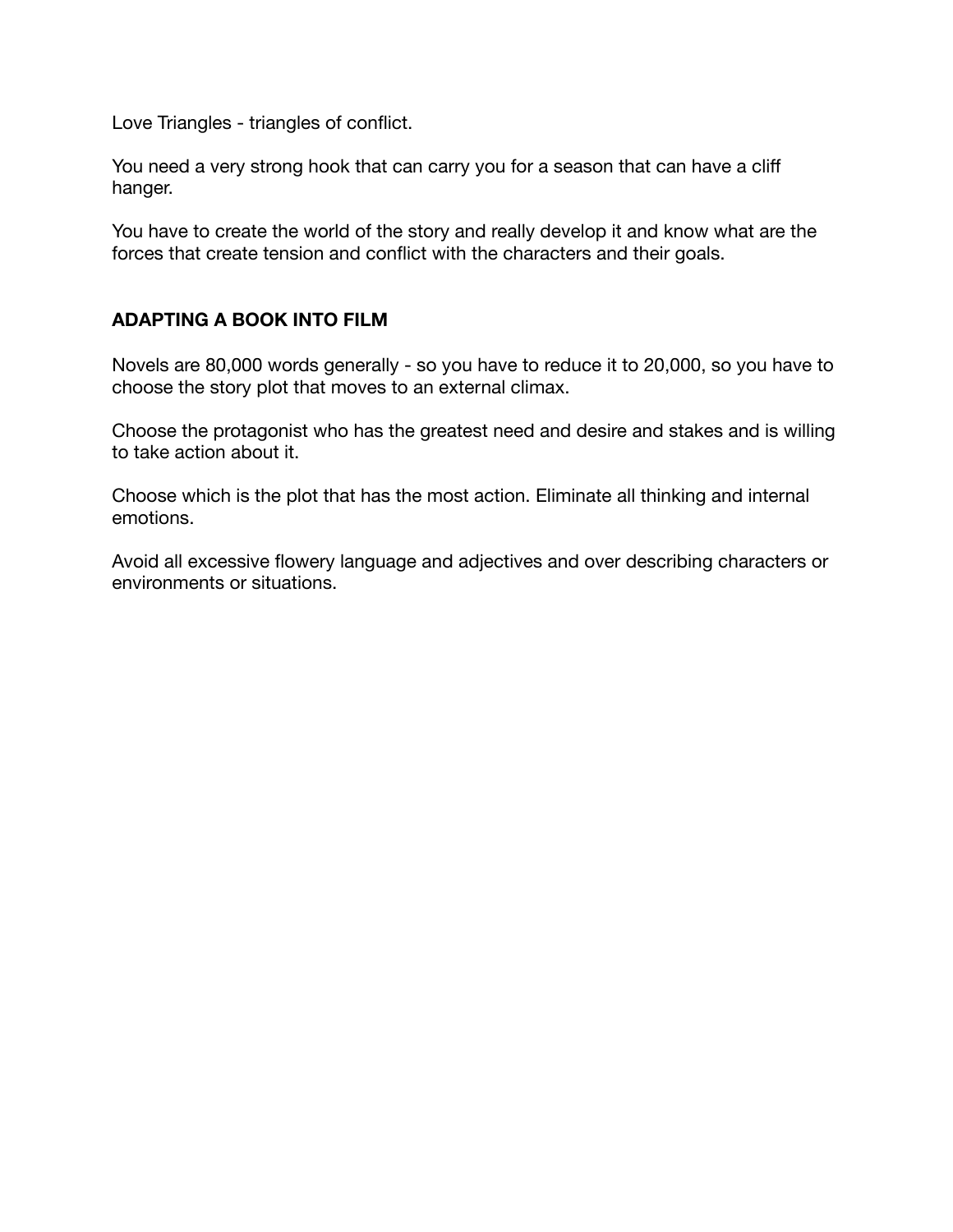Love Triangles - triangles of conflict.

You need a very strong hook that can carry you for a season that can have a cliff hanger.

You have to create the world of the story and really develop it and know what are the forces that create tension and conflict with the characters and their goals.

**ADAPTING A BOOK INTO FILM**

Novels are 80,000 words generally - so you have to reduce it to 20,000, so you have to choose the story plot that moves to an external climax.

Choose the protagonist who has the greatest need and desire and stakes and is willing to take action about it.

Choose which is the plot that has the most action. Eliminate all thinking and internal emotions.

Avoid all excessive flowery language and adjectives and over describing characters or environments or situations.